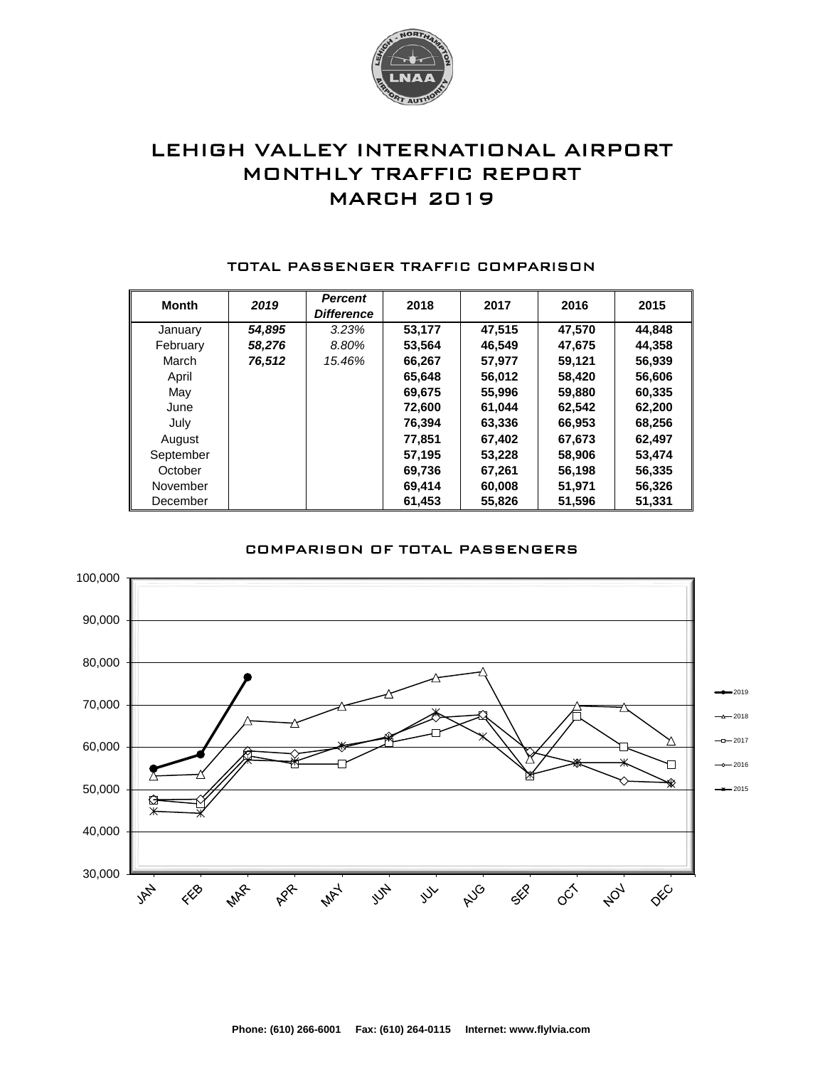# LEHIGH VALLEY INTERNATIONAL AIRPORT
# MONTHLY TRAFFIC REPORT
# MARCH 2019

## TOTAL PASSENGER TRAFFIC COMPARISON

| Month | *2019* | *Percent Difference* | 2018 | 2017 | 2016 | 2015 |
|---|---|---|---|---|---|---|
| January | ***54,895*** | *3.23%* | **53,177** | **47,515** | **47,570** | **44,848** |
| February | ***58,276*** | *8.80%* | **53,564** | **46,549** | **47,675** | **44,358** |
| March | ***76,512*** | *15.46%* | **66,267** | **57,977** | **59,121** | **56,939** |
| April | | | **65,648** | **56,012** | **58,420** | **56,606** |
| May | | | **69,675** | **55,996** | **59,880** | **60,335** |
| June | | | **72,600** | **61,044** | **62,542** | **62,200** |
| July | | | **76,394** | **63,336** | **66,953** | **68,256** |
| August | | | **77,851** | **67,402** | **67,673** | **62,497** |
| September | | | **57,195** | **53,228** | **58,906** | **53,474** |
| October | | | **69,736** | **67,261** | **56,198** | **56,335** |
| November | | | **69,414** | **60,008** | **51,971** | **56,326** |
| December | | | **61,453** | **55,826** | **51,596** | **51,331** |

## COMPARISON OF TOTAL PASSENGERS

**Phone: (610) 266-6001 Fax: (610) 264-0115 Internet: www.flylvia.com**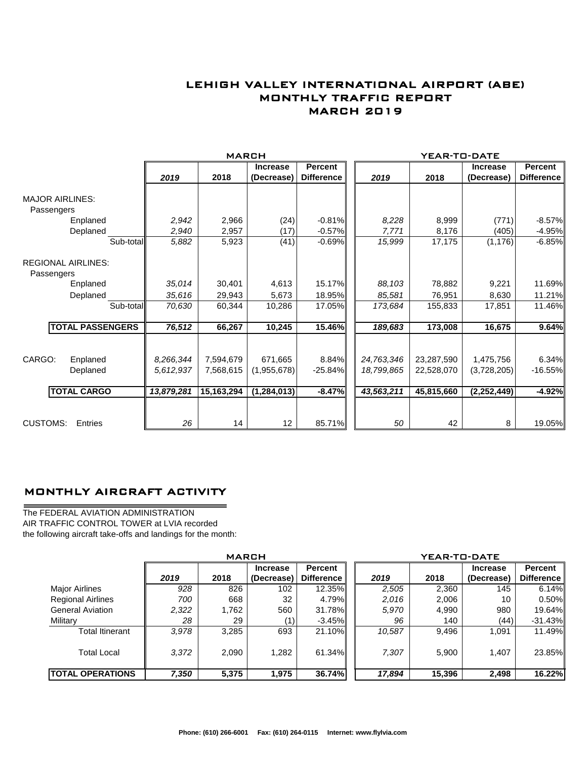# LEHIGH VALLEY INTERNATIONAL AIRPORT (ABE)
## MONTHLY TRAFFIC REPORT
## MARCH 2019

| | | MARCH | | | | YEAR-TO-DATE | | | |
|---|---|---|---|---|---|---|---|---|---|
| | | *2019* | 2018 | Increase (Decrease) | Percent Difference | *2019* | 2018 | Increase (Decrease) | Percent Difference |
| MAJOR AIRLINES: | | | | | | | | | |
| Passengers | | | | | | | | | |
| Enplaned | | *2,942* | 2,966 | (24) | -0.81% | *8,228* | 8,999 | (771) | -8.57% |
| Deplaned | | *2,940* | 2,957 | (17) | -0.57% | *7,771* | 8,176 | (405) | -4.95% |
| | Sub-total | *5,882* | 5,923 | (41) | -0.69% | *15,999* | 17,175 | (1,176) | -6.85% |
| REGIONAL AIRLINES: | | | | | | | | | |
| Passengers | | | | | | | | | |
| Enplaned | | *35,014* | 30,401 | 4,613 | 15.17% | *88,103* | 78,882 | 9,221 | 11.69% |
| Deplaned | | *35,616* | 29,943 | 5,673 | 18.95% | *85,581* | 76,951 | 8,630 | 11.21% |
| | Sub-total | *70,630* | 60,344 | 10,286 | 17.05% | *173,684* | 155,833 | 17,851 | 11.46% |
| **TOTAL PASSENGERS** | | ***76,512*** | **66,267** | **10,245** | **15.46%** | ***189,683*** | **173,008** | **16,675** | **9.64%** |
| CARGO: Enplaned | | *8,266,344* | 7,594,679 | 671,665 | 8.84% | *24,763,346* | 23,287,590 | 1,475,756 | 6.34% |
| Deplaned | | *5,612,937* | 7,568,615 | (1,955,678) | -25.84% | *18,799,865* | 22,528,070 | (3,728,205) | -16.55% |
| **TOTAL CARGO** | | ***13,879,281*** | **15,163,294** | **(1,284,013)** | **-8.47%** | ***43,563,211*** | **45,815,660** | **(2,252,449)** | **-4.92%** |
| CUSTOMS: Entries | | *26* | 14 | 12 | 85.71% | *50* | 42 | 8 | 19.05% |

## MONTHLY AIRCRAFT ACTIVITY

The FEDERAL AVIATION ADMINISTRATION
AIR TRAFFIC CONTROL TOWER at LVIA recorded
the following aircraft take-offs and landings for the month:

| | MARCH | | | | YEAR-TO-DATE | | | |
|---|---|---|---|---|---|---|---|---|
| | *2019* | 2018 | Increase (Decrease) | Percent Difference | *2019* | 2018 | Increase (Decrease) | Percent Difference |
| Major Airlines | *928* | 826 | 102 | 12.35% | *2,505* | 2,360 | 145 | 6.14% |
| Regional Airlines | *700* | 668 | 32 | 4.79% | *2,016* | 2,006 | 10 | 0.50% |
| General Aviation | *2,322* | 1,762 | 560 | 31.78% | *5,970* | 4,990 | 980 | 19.64% |
| Military | *28* | 29 | (1) | -3.45% | *96* | 140 | (44) | -31.43% |
| Total Itinerant | *3,978* | 3,285 | 693 | 21.10% | *10,587* | 9,496 | 1,091 | 11.49% |
| Total Local | *3,372* | 2,090 | 1,282 | 61.34% | *7,307* | 5,900 | 1,407 | 23.85% |
| **TOTAL OPERATIONS** | ***7,350*** | **5,375** | **1,975** | **36.74%** | ***17,894*** | **15,396** | **2,498** | **16.22%** |

**Phone: (610) 266-6001 Fax: (610) 264-0115 Internet: www.flylvia.com**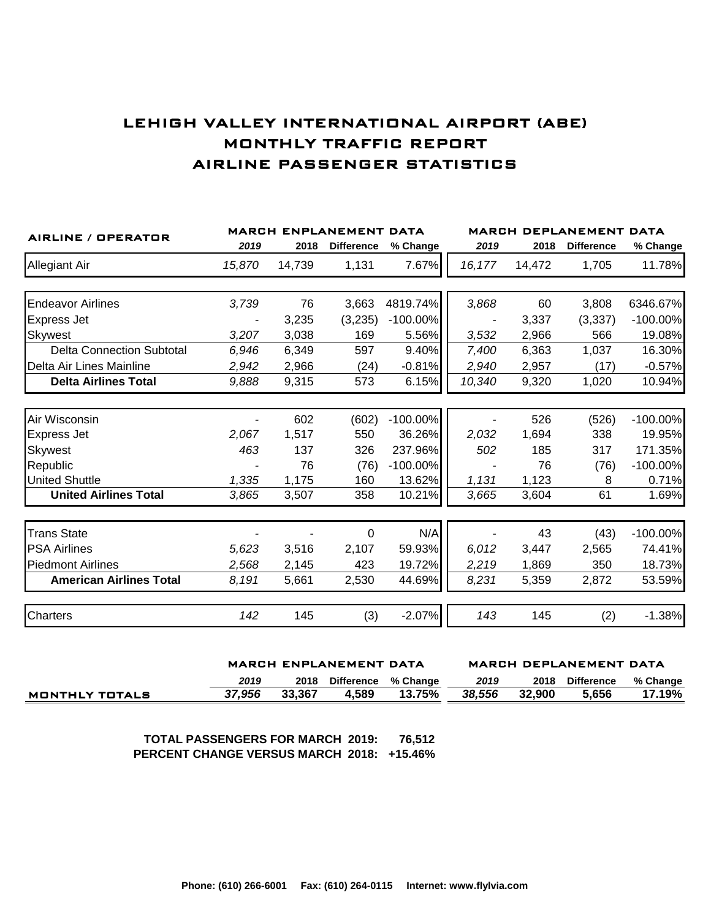# LEHIGH VALLEY INTERNATIONAL AIRPORT (ABE)
## MONTHLY TRAFFIC REPORT
## AIRLINE PASSENGER STATISTICS

| AIRLINE / OPERATOR | MARCH ENPLANEMENT DATA | | | | MARCH DEPLANEMENT DATA | | | |
|---|---|---|---|---|---|---|---|---|
| | *2019* | 2018 | Difference | % Change | *2019* | 2018 | Difference | % Change |
| Allegiant Air | *15,870* | 14,739 | 1,131 | 7.67% | *16,177* | 14,472 | 1,705 | 11.78% |
| | | | | | | | | |
| Endeavor Airlines | *3,739* | 76 | 3,663 | 4819.74% | *3,868* | 60 | 3,808 | 6346.67% |
| Express Jet | - | 3,235 | (3,235) | -100.00% | - | 3,337 | (3,337) | -100.00% |
| Skywest | *3,207* | 3,038 | 169 | 5.56% | *3,532* | 2,966 | 566 | 19.08% |
| Delta Connection Subtotal | *6,946* | 6,349 | 597 | 9.40% | *7,400* | 6,363 | 1,037 | 16.30% |
| Delta Air Lines Mainline | *2,942* | 2,966 | (24) | -0.81% | *2,940* | 2,957 | (17) | -0.57% |
| **Delta Airlines Total** | *9,888* | 9,315 | 573 | 6.15% | *10,340* | 9,320 | 1,020 | 10.94% |
| | | | | | | | | |
| Air Wisconsin | - | 602 | (602) | -100.00% | - | 526 | (526) | -100.00% |
| Express Jet | *2,067* | 1,517 | 550 | 36.26% | *2,032* | 1,694 | 338 | 19.95% |
| Skywest | *463* | 137 | 326 | 237.96% | *502* | 185 | 317 | 171.35% |
| Republic | - | 76 | (76) | -100.00% | - | 76 | (76) | -100.00% |
| United Shuttle | *1,335* | 1,175 | 160 | 13.62% | *1,131* | 1,123 | 8 | 0.71% |
| **United Airlines Total** | *3,865* | 3,507 | 358 | 10.21% | *3,665* | 3,604 | 61 | 1.69% |
| | | | | | | | | |
| Trans State | - | - | 0 | N/A | - | 43 | (43) | -100.00% |
| PSA Airlines | *5,623* | 3,516 | 2,107 | 59.93% | *6,012* | 3,447 | 2,565 | 74.41% |
| Piedmont Airlines | *2,568* | 2,145 | 423 | 19.72% | *2,219* | 1,869 | 350 | 18.73% |
| **American Airlines Total** | *8,191* | 5,661 | 2,530 | 44.69% | *8,231* | 5,359 | 2,872 | 53.59% |
| | | | | | | | | |
| Charters | *142* | 145 | (3) | -2.07% | *143* | 145 | (2) | -1.38% |

| | MARCH ENPLANEMENT DATA | | | | MARCH DEPLANEMENT DATA | | | |
|---|---|---|---|---|---|---|---|---|
| | *2019* | 2018 | Difference | % Change | *2019* | 2018 | Difference | % Change |
| **MONTHLY TOTALS** | ***37,956*** | **33,367** | **4,589** | **13.75%** | ***38,556*** | **32,900** | **5,656** | **17.19%** |

**TOTAL PASSENGERS FOR MARCH 2019: 76,512**
**PERCENT CHANGE VERSUS MARCH 2018: +15.46%**

**Phone: (610) 266-6001 Fax: (610) 264-0115 Internet: www.flylvia.com**